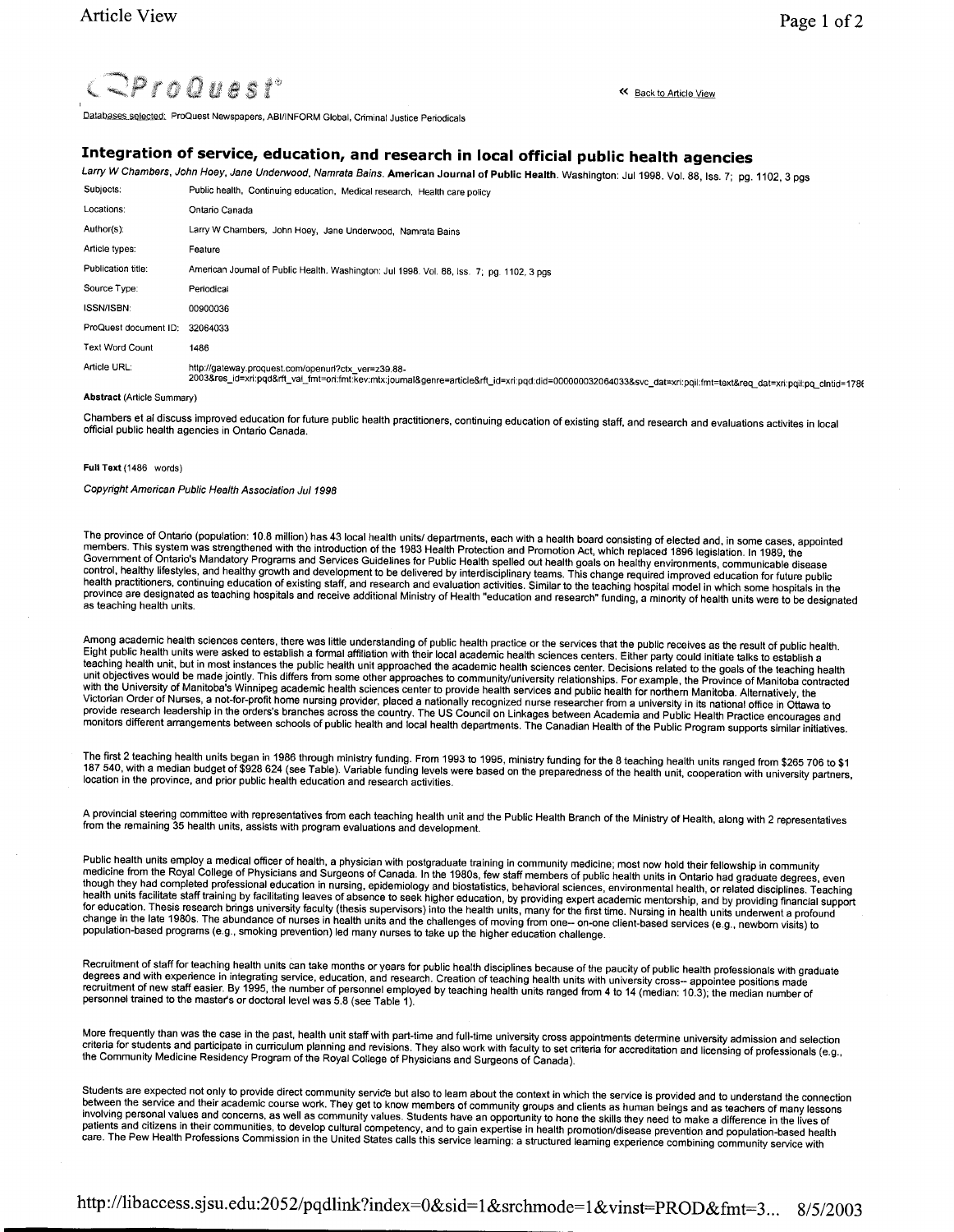ProQuest

« Back to Article View

Databases selected: ProQuest Newspapers, ABI/INFORM Global, Criminal Justice Periodicals

## Integration of service, education, and research in local official public health agencies

*Larry W Chambers, John Hoey, Jane Underwood, Namrata Bains.* **American Journal of Public Health.** Washington: Jul 1998. Vol. 88, Iss. 7; pg. 1102, 3 pgs

| | |
|---|---|
| Subjects: | Public health, Continuing education, Medical research, Health care policy |
| Locations: | Ontario Canada |
| Author(s): | Larry W Chambers, John Hoey, Jane Underwood, Namrata Bains |
| Article types: | Feature |
| Publication title: | American Journal of Public Health. Washington: Jul 1998. Vol. 88, Iss. 7; pg. 1102, 3 pgs |
| Source Type: | Periodical |
| ISSN/ISBN: | 00900036 |
| ProQuest document ID: | 32064033 |
| Text Word Count | 1486 |
| Article URL: | http://gateway.proquest.com/openurl?ctx_ver=z39.88-2003&res_id=xri:pqd&rft_val_fmt=ori:fmt:kev:mtx:journal&genre=article&rft_id=xri:pqd:did=000000032064033&svc_dat=xri:pqil:fmt=text&req_dat=xri:pqil:pq_clntid=178( |

**Abstract** (Article Summary)

Chambers et al discuss improved education for future public health practitioners, continuing education of existing staff, and research and evaluations activites in local official public health agencies in Ontario Canada.

**Full Text** (1486 words)

*Copyright American Public Health Association Jul 1998*

The province of Ontario (population: 10.8 million) has 43 local health units/ departments, each with a health board consisting of elected and, in some cases, appointed members. This system was strengthened with the introduction of the 1983 Health Protection and Promotion Act, which replaced 1896 legislation. In 1989, the Government of Ontario's Mandatory Programs and Services Guidelines for Public Health spelled out health goals on healthy environments, communicable disease control, healthy lifestyles, and healthy growth and development to be delivered by interdisciplinary teams. This change required improved education for future public health practitioners, continuing education of existing staff, and research and evaluation activities. Similar to the teaching hospital model in which some hospitals in the province are designated as teaching hospitals and receive additional Ministry of Health "education and research" funding, a minority of health units were to be designated as teaching health units.

Among academic health sciences centers, there was little understanding of public health practice or the services that the public receives as the result of public health. Eight public health units were asked to establish a formal affiliation with their local academic health sciences centers. Either party could initiate talks to establish a teaching health unit, but in most instances the public health unit approached the academic health sciences center. Decisions related to the goals of the teaching health unit objectives would be made jointly. This differs from some other approaches to community/university relationships. For example, the Province of Manitoba contracted with the University of Manitoba's Winnipeg academic health sciences center to provide health services and public health for northern Manitoba. Alternatively, the Victorian Order of Nurses, a not-for-profit home nursing provider, placed a nationally recognized nurse researcher from a university in its national office in Ottawa to provide research leadership in the order's branches across the country. The US Council on Linkages between Academia and Public Health Practice encourages and monitors different arrangements between schools of public health and local health departments. The Canadian Health of the Public Program supports similar initiatives.

The first 2 teaching health units began in 1986 through ministry funding. From 1993 to 1995, ministry funding for the 8 teaching health units ranged from $265 706 to $1 187 540, with a median budget of $928 624 (see Table). Variable funding levels were based on the preparedness of the health unit, cooperation with university partners, location in the province, and prior public health education and research activities.

A provincial steering committee with representatives from each teaching health unit and the Public Health Branch of the Ministry of Health, along with 2 representatives from the remaining 35 health units, assists with program evaluations and development.

Public health units employ a medical officer of health, a physician with postgraduate training in community medicine; most now hold their fellowship in community medicine from the Royal College of Physicians and Surgeons of Canada. In the 1980s, few staff members of public health units in Ontario had graduate degrees, even though they had completed professional education in nursing, epidemiology and biostatistics, behavioral sciences, environmental health, or related disciplines. Teaching health units facilitate staff training by facilitating leaves of absence to seek higher education, by providing expert academic mentorship, and by providing financial support for education. Thesis research brings university faculty (thesis supervisors) into the health units, many for the first time. Nursing in health units underwent a profound change in the late 1980s. The abundance of nurses in health units and the challenges of moving from one-- on-one client-based services (e.g., newborn visits) to population-based programs (e.g., smoking prevention) led many nurses to take up the higher education challenge.

Recruitment of staff for teaching health units can take months or years for public health disciplines because of the paucity of public health professionals with graduate degrees and with experience in integrating service, education, and research. Creation of teaching health units with university cross-- appointee positions made recruitment of new staff easier. By 1995, the number of personnel employed by teaching health units ranged from 4 to 14 (median: 10.3); the median number of personnel trained to the master's or doctoral level was 5.8 (see Table 1).

More frequently than was the case in the past, health unit staff with part-time and full-time university cross appointments determine university admission and selection criteria for students and participate in curriculum planning and revisions. They also work with faculty to set criteria for accreditation and licensing of professionals (e.g., the Community Medicine Residency Program of the Royal College of Physicians and Surgeons of Canada).

Students are expected not only to provide direct community service but also to learn about the context in which the service is provided and to understand the connection between the service and their academic course work. They get to know members of community groups and clients as human beings and as teachers of many lessons involving personal values and concerns, as well as community values. Students have an opportunity to hone the skills they need to make a difference in the lives of patients and citizens in their communities, to develop cultural competency, and to gain expertise in health promotion/disease prevention and population-based health care. The Pew Health Professions Commission in the United States calls this service learning: a structured learning experience combining community service with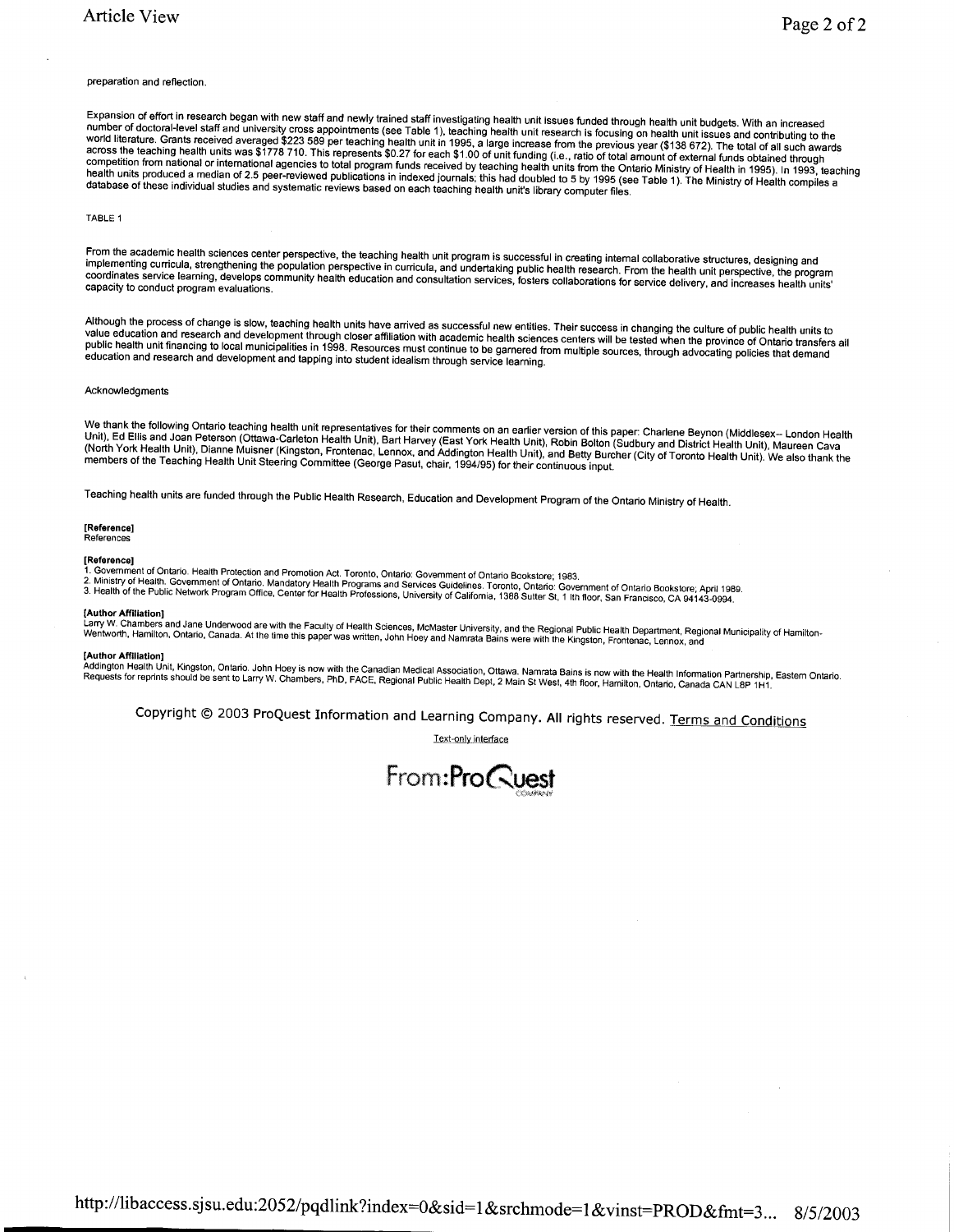preparation and reflection.

Expansion of effort in research began with new staff and newly trained staff investigating health unit issues funded through health unit budgets. With an increased number of doctoral-level staff and university cross appointments (see Table 1), teaching health unit research is focusing on health unit issues and contributing to the world literature. Grants received averaged $223 589 per teaching health unit in 1995, a large increase from the previous year ($138 672). The total of all such awards across the teaching health units was $1778 710. This represents $0.27 for each $1.00 of unit funding (i.e., ratio of total amount of external funds obtained through competition from national or international agencies to total program funds received by teaching health units from the Ontario Ministry of Health in 1995). In 1993, teaching health units produced a median of 2.5 peer-reviewed publications in indexed journals; this had doubled to 5 by 1995 (see Table 1). The Ministry of Health compiles a database of these individual studies and systematic reviews based on each teaching health unit's library computer files.

TABLE 1

From the academic health sciences center perspective, the teaching health unit program is successful in creating internal collaborative structures, designing and implementing curricula, strengthening the population perspective in curricula, and undertaking public health research. From the health unit perspective, the program coordinates service learning, develops community health education and consultation services, fosters collaborations for service delivery, and increases health units' capacity to conduct program evaluations.

Although the process of change is slow, teaching health units have arrived as successful new entities. Their success in changing the culture of public health units to value education and research and development through closer affiliation with academic health sciences centers will be tested when the province of Ontario transfers all public health unit financing to local municipalities in 1998. Resources must continue to be garnered from multiple sources, through advocating policies that demand education and research and development and tapping into student idealism through service learning.

Acknowledgments

We thank the following Ontario teaching health unit representatives for their comments on an earlier version of this paper: Charlene Beynon (Middlesex– London Health Unit), Ed Ellis and Joan Peterson (Ottawa-Carleton Health Unit), Bart Harvey (East York Health Unit), Robin Bolton (Sudbury and District Health Unit), Maureen Cava (North York Health Unit), Dianne Muisner (Kingston, Frontenac, Lennox, and Addington Health Unit), and Betty Burcher (City of Toronto Health Unit). We also thank the members of the Teaching Health Unit Steering Committee (George Pasut, chair, 1994/95) for their continuous input.

Teaching health units are funded through the Public Health Research, Education and Development Program of the Ontario Ministry of Health.

**[Reference]**
References

**[Reference]**
1. Government of Ontario. Health Protection and Promotion Act. Toronto, Ontario: Government of Ontario Bookstore; 1983.
2. Ministry of Health. Government of Ontario. Mandatory Health Programs and Services Guidelines. Toronto, Ontario: Government of Ontario Bookstore; April 1989.
3. Health of the Public Network Program Office, Center for Health Professions, University of California, 1388 Sutter St, 1 1th floor, San Francisco, CA 94143-0994.

**[Author Affiliation]**
Larry W. Chambers and Jane Underwood are with the Faculty of Health Sciences, McMaster University, and the Regional Public Health Department, Regional Municipality of Hamilton-Wentworth, Hamilton, Ontario, Canada. At the time this paper was written, John Hoey and Namrata Bains were with the Kingston, Frontenac, Lennox, and

**[Author Affiliation]**
Addington Health Unit, Kingston, Ontario. John Hoey is now with the Canadian Medical Association, Ottawa. Namrata Bains is now with the Health Information Partnership, Eastern Ontario. Requests for reprints should be sent to Larry W. Chambers, PhD, FACE, Regional Public Health Dept, 2 Main St West, 4th floor, Hamilton, Ontario, Canada CAN L8P 1H1.

Copyright © 2003 ProQuest Information and Learning Company. All rights reserved. Terms and Conditions

Text-only interface

From:ProQuest